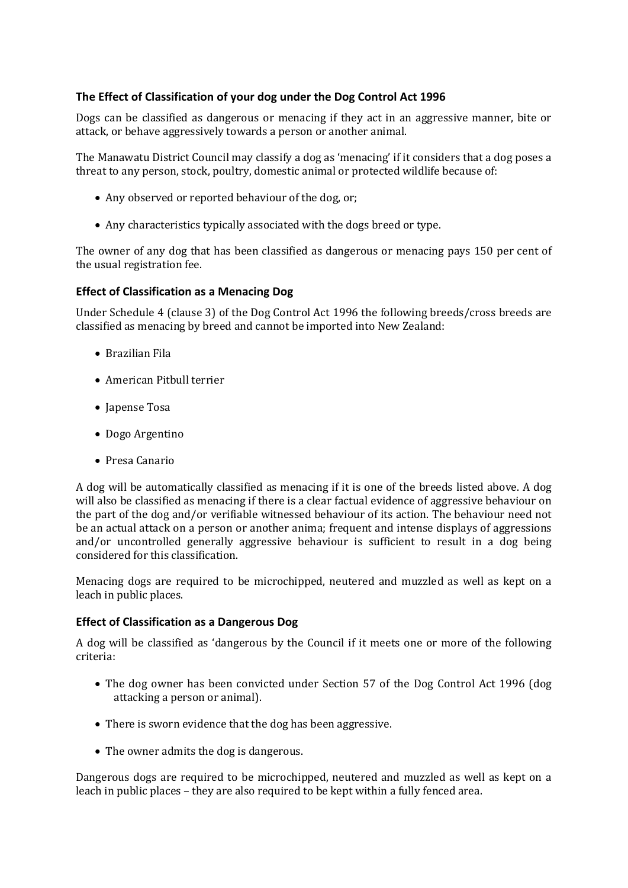### The Effect of Classification of your dog under the Dog Control Act 1996

Dogs can be classified as dangerous or menacing if they act in an aggressive manner, bite or attack, or behave aggressively towards a person or another animal.

The Manawatu District Council may classify a dog as 'menacing' if it considers that a dog poses a threat to any person, stock, poultry, domestic animal or protected wildlife because of:

- Any observed or reported behaviour of the dog, or;
- Any characteristics typically associated with the dogs breed or type.

The owner of any dog that has been classified as dangerous or menacing pays 150 per cent of the usual registration fee.

### Effect of Classification as a Menacing Dog

Under Schedule 4 (clause 3) of the Dog Control Act 1996 the following breeds/cross breeds are classified as menacing by breed and cannot be imported into New Zealand:

- Brazilian Fila
- American Pitbull terrier
- Japense Tosa
- Dogo Argentino
- Presa Canario

A dog will be automatically classified as menacing if it is one of the breeds listed above. A dog will also be classified as menacing if there is a clear factual evidence of aggressive behaviour on the part of the dog and/or verifiable witnessed behaviour of its action. The behaviour need not be an actual attack on a person or another anima; frequent and intense displays of aggressions and/or uncontrolled generally aggressive behaviour is sufficient to result in a dog being considered for this classification.

Menacing dogs are required to be microchipped, neutered and muzzled as well as kept on a leach in public places.

### Effect of Classification as a Dangerous Dog

A dog will be classified as 'dangerous by the Council if it meets one or more of the following criteria:

- The dog owner has been convicted under Section 57 of the Dog Control Act 1996 (dog attacking a person or animal).
- There is sworn evidence that the dog has been aggressive.
- The owner admits the dog is dangerous.

Dangerous dogs are required to be microchipped, neutered and muzzled as well as kept on a leach in public places – they are also required to be kept within a fully fenced area.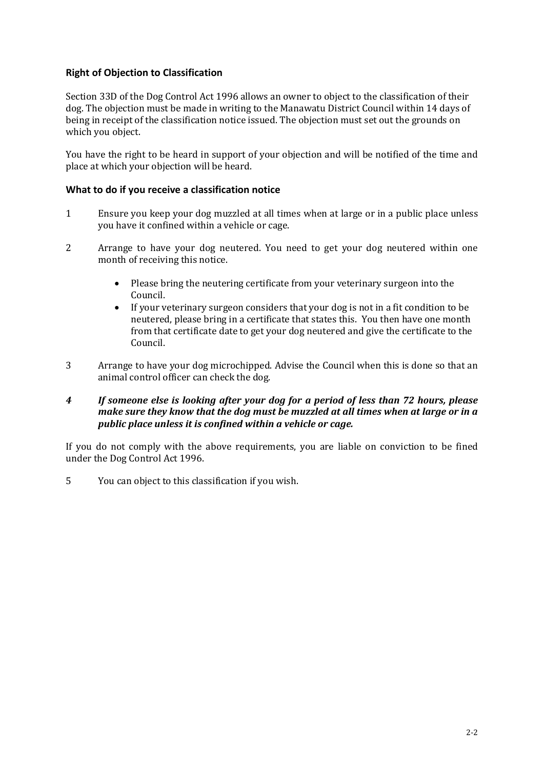## Right of Objection to Classification

Section 33D of the Dog Control Act 1996 allows an owner to object to the classification of their dog. The objection must be made in writing to the Manawatu District Council within 14 days of being in receipt of the classification notice issued. The objection must set out the grounds on which you object.

You have the right to be heard in support of your objection and will be notified of the time and place at which your objection will be heard.

## What to do if you receive a classification notice

1. Ensure you keep your dog muzzled at all times when at large or in a public place unless you have it confined within a vehicle or cage.

2. Arrange to have your dog neutered. You need to get your dog neutered within one month of receiving this notice.

   - Please bring the neutering certificate from your veterinary surgeon into the Council.
   - If your veterinary surgeon considers that your dog is not in a fit condition to be neutered, please bring in a certificate that states this. You then have one month from that certificate date to get your dog neutered and give the certificate to the Council.

3. Arrange to have your dog microchipped. Advise the Council when this is done so that an animal control officer can check the dog.

4. ***If someone else is looking after your dog for a period of less than 72 hours, please make sure they know that the dog must be muzzled at all times when at large or in a public place unless it is confined within a vehicle or cage.***

If you do not comply with the above requirements, you are liable on conviction to be fined under the Dog Control Act 1996.

5. You can object to this classification if you wish.